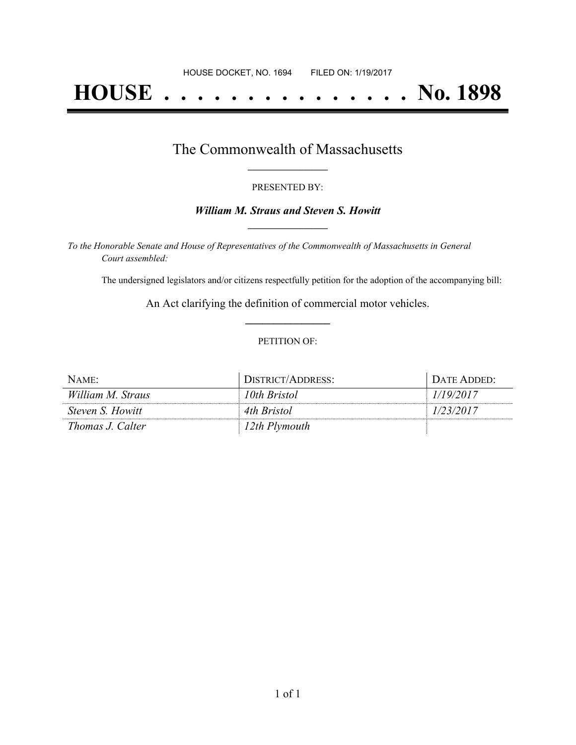HOUSE DOCKET, NO. 1694 FILED ON: 1/19/2017

# HOUSE . . . . . . . . . . . . . . . No. 1898

## The Commonwealth of Massachusetts

PRESENTED BY:

***William M. Straus and Steven S. Howitt***

*To the Honorable Senate and House of Representatives of the Commonwealth of Massachusetts in General Court assembled:*

The undersigned legislators and/or citizens respectfully petition for the adoption of the accompanying bill:

An Act clarifying the definition of commercial motor vehicles.

PETITION OF:

| NAME: | DISTRICT/ADDRESS: | DATE ADDED: |
|---|---|---|
| *William M. Straus* | *10th Bristol* | *1/19/2017* |
| *Steven S. Howitt* | *4th Bristol* | *1/23/2017* |
| *Thomas J. Calter* | *12th Plymouth* | |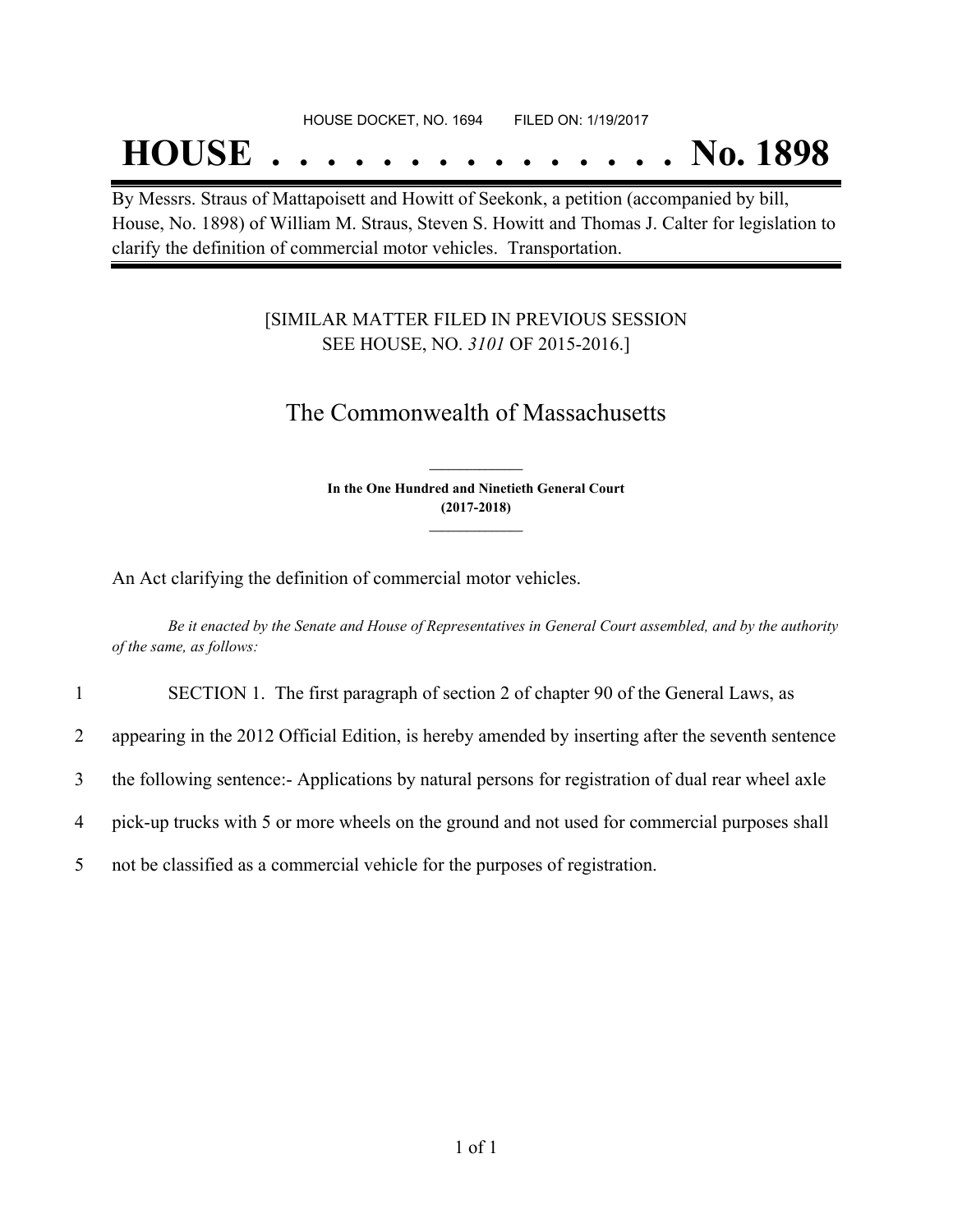HOUSE DOCKET, NO. 1694 FILED ON: 1/19/2017

# HOUSE . . . . . . . . . . . . . . . No. 1898

By Messrs. Straus of Mattapoisett and Howitt of Seekonk, a petition (accompanied by bill, House, No. 1898) of William M. Straus, Steven S. Howitt and Thomas J. Calter for legislation to clarify the definition of commercial motor vehicles. Transportation.

[SIMILAR MATTER FILED IN PREVIOUS SESSION SEE HOUSE, NO. *3101* OF 2015-2016.]

## The Commonwealth of Massachusetts

**In the One Hundred and Ninetieth General Court (2017-2018)**

An Act clarifying the definition of commercial motor vehicles.

*Be it enacted by the Senate and House of Representatives in General Court assembled, and by the authority of the same, as follows:*

1 SECTION 1. The first paragraph of section 2 of chapter 90 of the General Laws, as
2 appearing in the 2012 Official Edition, is hereby amended by inserting after the seventh sentence
3 the following sentence:- Applications by natural persons for registration of dual rear wheel axle
4 pick-up trucks with 5 or more wheels on the ground and not used for commercial purposes shall
5 not be classified as a commercial vehicle for the purposes of registration.